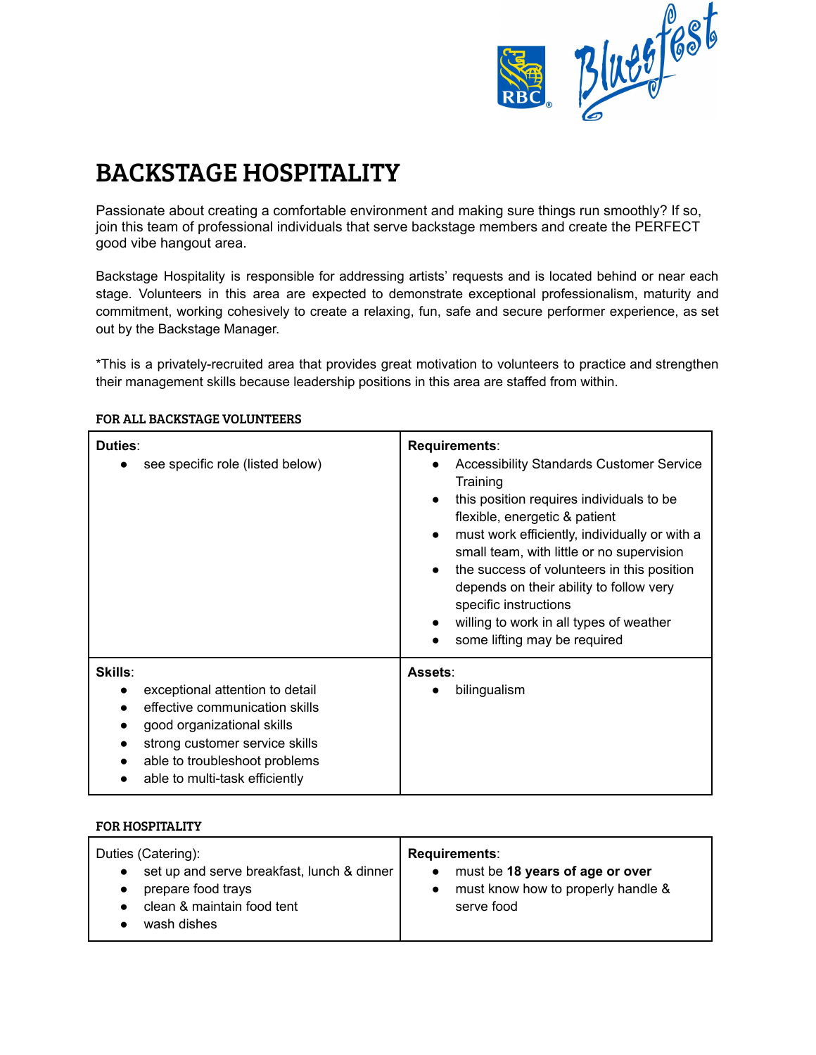# BACKSTAGE HOSPITALITY

Passionate about creating a comfortable environment and making sure things run smoothly? If so, join this team of professional individuals that serve backstage members and create the PERFECT good vibe hangout area.

Backstage Hospitality is responsible for addressing artists' requests and is located behind or near each stage. Volunteers in this area are expected to demonstrate exceptional professionalism, maturity and commitment, working cohesively to create a relaxing, fun, safe and secure performer experience, as set out by the Backstage Manager.

*This is a privately-recruited area that provides great motivation to volunteers to practice and strengthen their management skills because leadership positions in this area are staffed from within.

### FOR ALL BACKSTAGE VOLUNTEERS

| **Duties**: | **Requirements**: |
|---|---|
| • see specific role (listed below) | • Accessibility Standards Customer Service Training<br>• this position requires individuals to be flexible, energetic & patient<br>• must work efficiently, individually or with a small team, with little or no supervision<br>• the success of volunteers in this position depends on their ability to follow very specific instructions<br>• willing to work in all types of weather<br>• some lifting may be required |
| **Skills**:<br>• exceptional attention to detail<br>• effective communication skills<br>• good organizational skills<br>• strong customer service skills<br>• able to troubleshoot problems<br>• able to multi-task efficiently | **Assets**:<br>• bilingualism |

### FOR HOSPITALITY

| Duties (Catering): | **Requirements**: |
|---|---|
| • set up and serve breakfast, lunch & dinner<br>• prepare food trays<br>• clean & maintain food tent<br>• wash dishes | • must be **18 years of age or over**<br>• must know how to properly handle & serve food |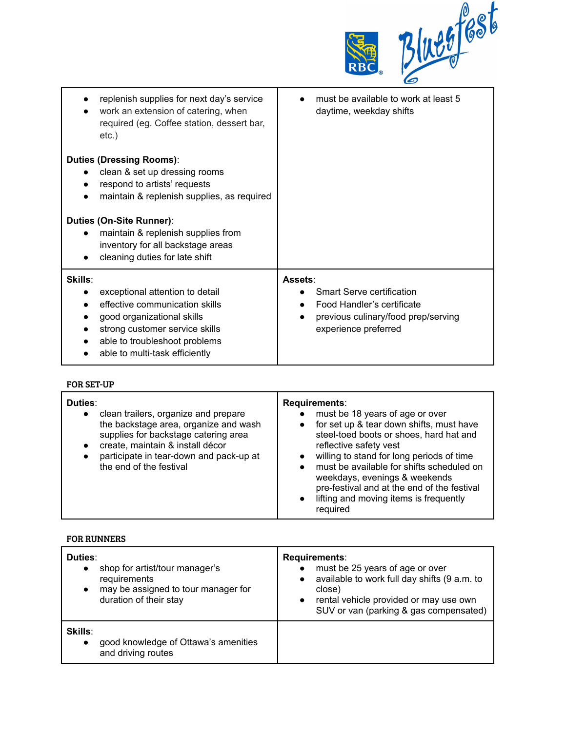| | |
|---|---|
| • replenish supplies for next day's service<br>• work an extension of catering, when required (eg. Coffee station, dessert bar, etc.)<br><br>**Duties (Dressing Rooms)**:<br>• clean & set up dressing rooms<br>• respond to artists' requests<br>• maintain & replenish supplies, as required<br><br>**Duties (On-Site Runner)**:<br>• maintain & replenish supplies from inventory for all backstage areas<br>• cleaning duties for late shift | • must be available to work at least 5 daytime, weekday shifts |
| **Skills**:<br>• exceptional attention to detail<br>• effective communication skills<br>• good organizational skills<br>• strong customer service skills<br>• able to troubleshoot problems<br>• able to multi-task efficiently | **Assets**:<br>• Smart Serve certification<br>• Food Handler's certificate<br>• previous culinary/food prep/serving experience preferred |

**FOR SET-UP**

| | |
|---|---|
| **Duties**:<br>• clean trailers, organize and prepare the backstage area, organize and wash supplies for backstage catering area<br>• create, maintain & install décor<br>• participate in tear-down and pack-up at the end of the festival | **Requirements**:<br>• must be 18 years of age or over<br>• for set up & tear down shifts, must have steel-toed boots or shoes, hard hat and reflective safety vest<br>• willing to stand for long periods of time<br>• must be available for shifts scheduled on weekdays, evenings & weekends pre-festival and at the end of the festival<br>• lifting and moving items is frequently required |

**FOR RUNNERS**

| | |
|---|---|
| **Duties**:<br>• shop for artist/tour manager's requirements<br>• may be assigned to tour manager for duration of their stay | **Requirements**:<br>• must be 25 years of age or over<br>• available to work full day shifts (9 a.m. to close)<br>• rental vehicle provided or may use own SUV or van (parking & gas compensated) |
| **Skills**:<br>• good knowledge of Ottawa's amenities and driving routes | |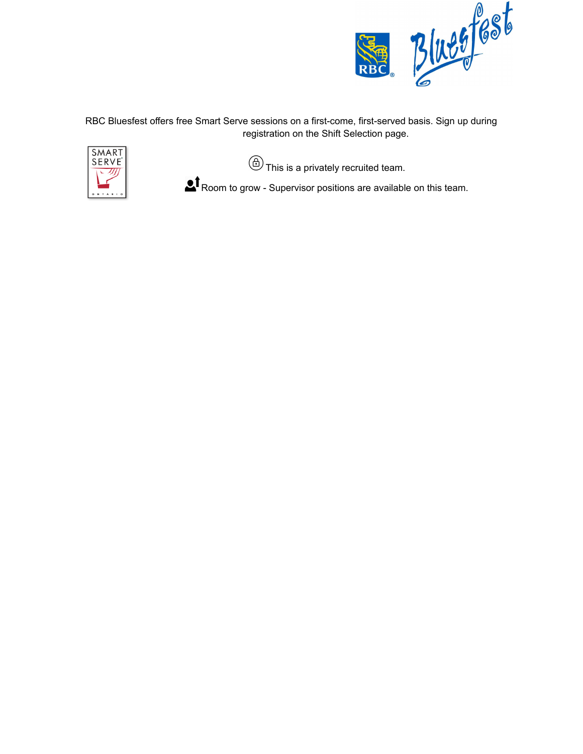RBC Bluesfest offers free Smart Serve sessions on a first-come, first-served basis. Sign up during registration on the Shift Selection page.

This is a privately recruited team.

Room to grow - Supervisor positions are available on this team.